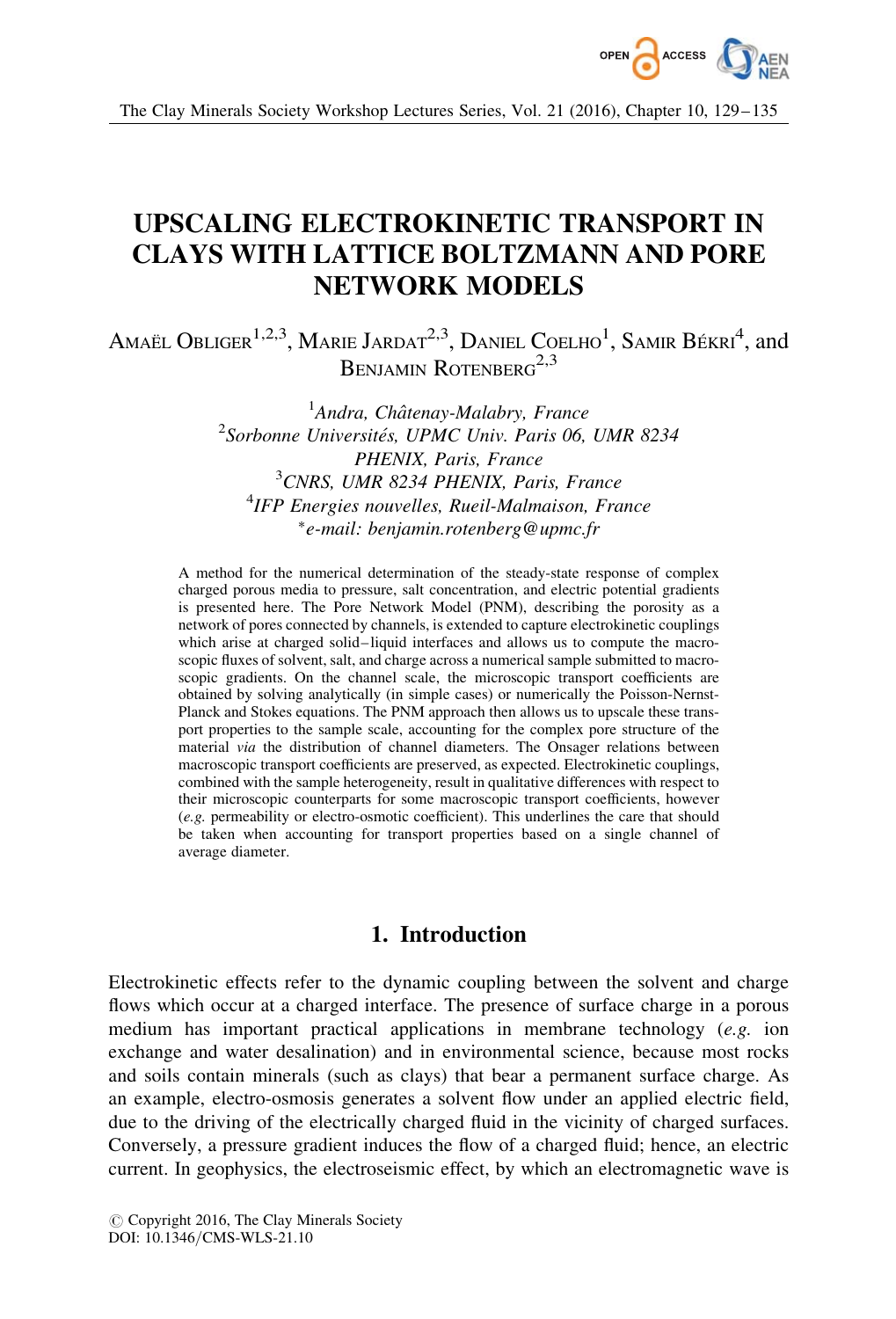# UPSCALING ELECTROKINETIC TRANSPORT IN CLAYS WITH LATTICE BOLTZMANN AND PORE NETWORK MODELS

Amaël Obliger[1,2,3], Marie Jardat[2,3], Daniel Coelho[1], Samir Békri[4], and Benjamin Rotenberg[2,3]

[1]*Andra, Châtenay-Malabry, France*
[2]*Sorbonne Universités, UPMC Univ. Paris 06, UMR 8234 PHENIX, Paris, France*
[3]*CNRS, UMR 8234 PHENIX, Paris, France*
[4]*IFP Energies nouvelles, Rueil-Malmaison, France*
*\*e-mail: benjamin.rotenberg@upmc.fr*

A method for the numerical determination of the steady-state response of complex charged porous media to pressure, salt concentration, and electric potential gradients is presented here. The Pore Network Model (PNM), describing the porosity as a network of pores connected by channels, is extended to capture electrokinetic couplings which arise at charged solid–liquid interfaces and allows us to compute the macroscopic fluxes of solvent, salt, and charge across a numerical sample submitted to macroscopic gradients. On the channel scale, the microscopic transport coefficients are obtained by solving analytically (in simple cases) or numerically the Poisson-Nernst-Planck and Stokes equations. The PNM approach then allows us to upscale these transport properties to the sample scale, accounting for the complex pore structure of the material *via* the distribution of channel diameters. The Onsager relations between macroscopic transport coefficients are preserved, as expected. Electrokinetic couplings, combined with the sample heterogeneity, result in qualitative differences with respect to their microscopic counterparts for some macroscopic transport coefficients, however (*e.g.* permeability or electro-osmotic coefficient). This underlines the care that should be taken when accounting for transport properties based on a single channel of average diameter.

## 1. Introduction

Electrokinetic effects refer to the dynamic coupling between the solvent and charge flows which occur at a charged interface. The presence of surface charge in a porous medium has important practical applications in membrane technology (*e.g.* ion exchange and water desalination) and in environmental science, because most rocks and soils contain minerals (such as clays) that bear a permanent surface charge. As an example, electro-osmosis generates a solvent flow under an applied electric field, due to the driving of the electrically charged fluid in the vicinity of charged surfaces. Conversely, a pressure gradient induces the flow of a charged fluid; hence, an electric current. In geophysics, the electroseismic effect, by which an electromagnetic wave is

© Copyright 2016, The Clay Minerals Society
DOI: 10.1346/CMS-WLS-21.10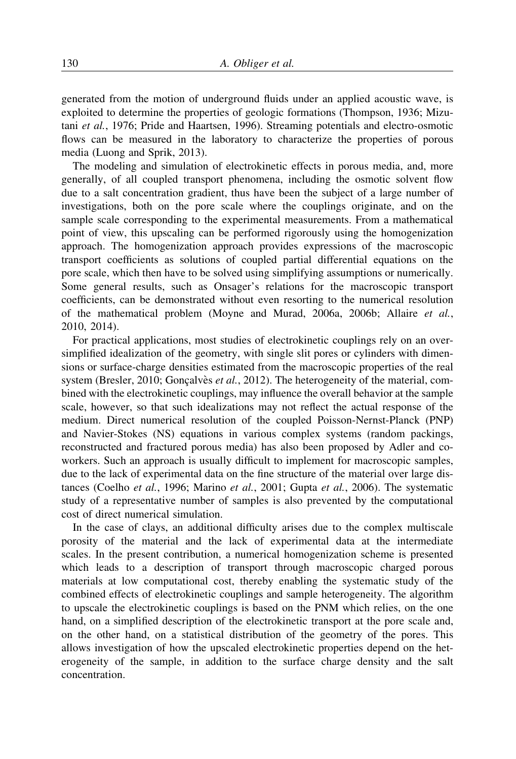generated from the motion of underground fluids under an applied acoustic wave, is exploited to determine the properties of geologic formations (Thompson, 1936; Mizutani *et al.*, 1976; Pride and Haartsen, 1996). Streaming potentials and electro-osmotic flows can be measured in the laboratory to characterize the properties of porous media (Luong and Sprik, 2013).

The modeling and simulation of electrokinetic effects in porous media, and, more generally, of all coupled transport phenomena, including the osmotic solvent flow due to a salt concentration gradient, thus have been the subject of a large number of investigations, both on the pore scale where the couplings originate, and on the sample scale corresponding to the experimental measurements. From a mathematical point of view, this upscaling can be performed rigorously using the homogenization approach. The homogenization approach provides expressions of the macroscopic transport coefficients as solutions of coupled partial differential equations on the pore scale, which then have to be solved using simplifying assumptions or numerically. Some general results, such as Onsager's relations for the macroscopic transport coefficients, can be demonstrated without even resorting to the numerical resolution of the mathematical problem (Moyne and Murad, 2006a, 2006b; Allaire *et al.*, 2010, 2014).

For practical applications, most studies of electrokinetic couplings rely on an over-simplified idealization of the geometry, with single slit pores or cylinders with dimensions or surface-charge densities estimated from the macroscopic properties of the real system (Bresler, 2010; Gonçalvès *et al.*, 2012). The heterogeneity of the material, combined with the electrokinetic couplings, may influence the overall behavior at the sample scale, however, so that such idealizations may not reflect the actual response of the medium. Direct numerical resolution of the coupled Poisson-Nernst-Planck (PNP) and Navier-Stokes (NS) equations in various complex systems (random packings, reconstructed and fractured porous media) has also been proposed by Adler and co-workers. Such an approach is usually difficult to implement for macroscopic samples, due to the lack of experimental data on the fine structure of the material over large distances (Coelho *et al.*, 1996; Marino *et al.*, 2001; Gupta *et al.*, 2006). The systematic study of a representative number of samples is also prevented by the computational cost of direct numerical simulation.

In the case of clays, an additional difficulty arises due to the complex multiscale porosity of the material and the lack of experimental data at the intermediate scales. In the present contribution, a numerical homogenization scheme is presented which leads to a description of transport through macroscopic charged porous materials at low computational cost, thereby enabling the systematic study of the combined effects of electrokinetic couplings and sample heterogeneity. The algorithm to upscale the electrokinetic couplings is based on the PNM which relies, on the one hand, on a simplified description of the electrokinetic transport at the pore scale and, on the other hand, on a statistical distribution of the geometry of the pores. This allows investigation of how the upscaled electrokinetic properties depend on the heterogeneity of the sample, in addition to the surface charge density and the salt concentration.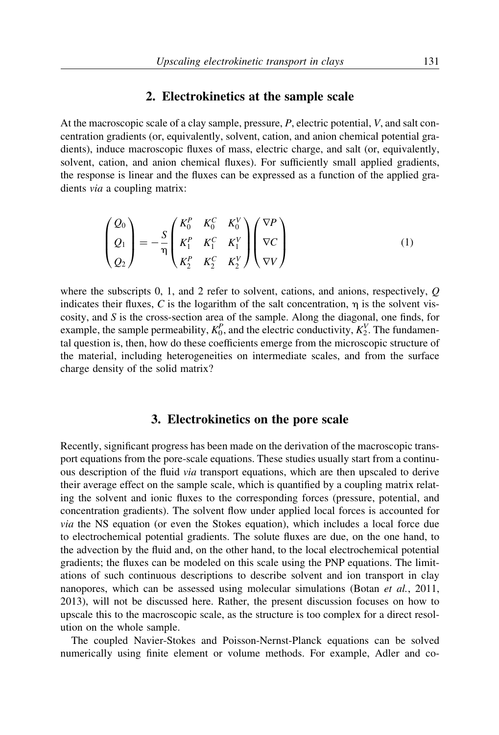## 2. Electrokinetics at the sample scale

At the macroscopic scale of a clay sample, pressure, $P$, electric potential, $V$, and salt concentration gradients (or, equivalently, solvent, cation, and anion chemical potential gradients), induce macroscopic fluxes of mass, electric charge, and salt (or, equivalently, solvent, cation, and anion chemical fluxes). For sufficiently small applied gradients, the response is linear and the fluxes can be expressed as a function of the applied gradients *via* a coupling matrix:

$$\begin{pmatrix} Q_0 \\ Q_1 \\ Q_2 \end{pmatrix} = -\frac{S}{\eta} \begin{pmatrix} K_0^P & K_0^C & K_0^V \\ K_1^P & K_1^C & K_1^V \\ K_2^P & K_2^C & K_2^V \end{pmatrix} \begin{pmatrix} \nabla P \\ \nabla C \\ \nabla V \end{pmatrix} \tag{1}$$

where the subscripts 0, 1, and 2 refer to solvent, cations, and anions, respectively, $Q$ indicates their fluxes, $C$ is the logarithm of the salt concentration, $\eta$ is the solvent viscosity, and $S$ is the cross-section area of the sample. Along the diagonal, one finds, for example, the sample permeability, $K_0^P$, and the electric conductivity, $K_2^V$. The fundamental question is, then, how do these coefficients emerge from the microscopic structure of the material, including heterogeneities on intermediate scales, and from the surface charge density of the solid matrix?

## 3. Electrokinetics on the pore scale

Recently, significant progress has been made on the derivation of the macroscopic transport equations from the pore-scale equations. These studies usually start from a continuous description of the fluid *via* transport equations, which are then upscaled to derive their average effect on the sample scale, which is quantified by a coupling matrix relating the solvent and ionic fluxes to the corresponding forces (pressure, potential, and concentration gradients). The solvent flow under applied local forces is accounted for *via* the NS equation (or even the Stokes equation), which includes a local force due to electrochemical potential gradients. The solute fluxes are due, on the one hand, to the advection by the fluid and, on the other hand, to the local electrochemical potential gradients; the fluxes can be modeled on this scale using the PNP equations. The limitations of such continuous descriptions to describe solvent and ion transport in clay nanopores, which can be assessed using molecular simulations (Botan *et al.*, 2011, 2013), will not be discussed here. Rather, the present discussion focuses on how to upscale this to the macroscopic scale, as the structure is too complex for a direct resolution on the whole sample.

The coupled Navier-Stokes and Poisson-Nernst-Planck equations can be solved numerically using finite element or volume methods. For example, Adler and co-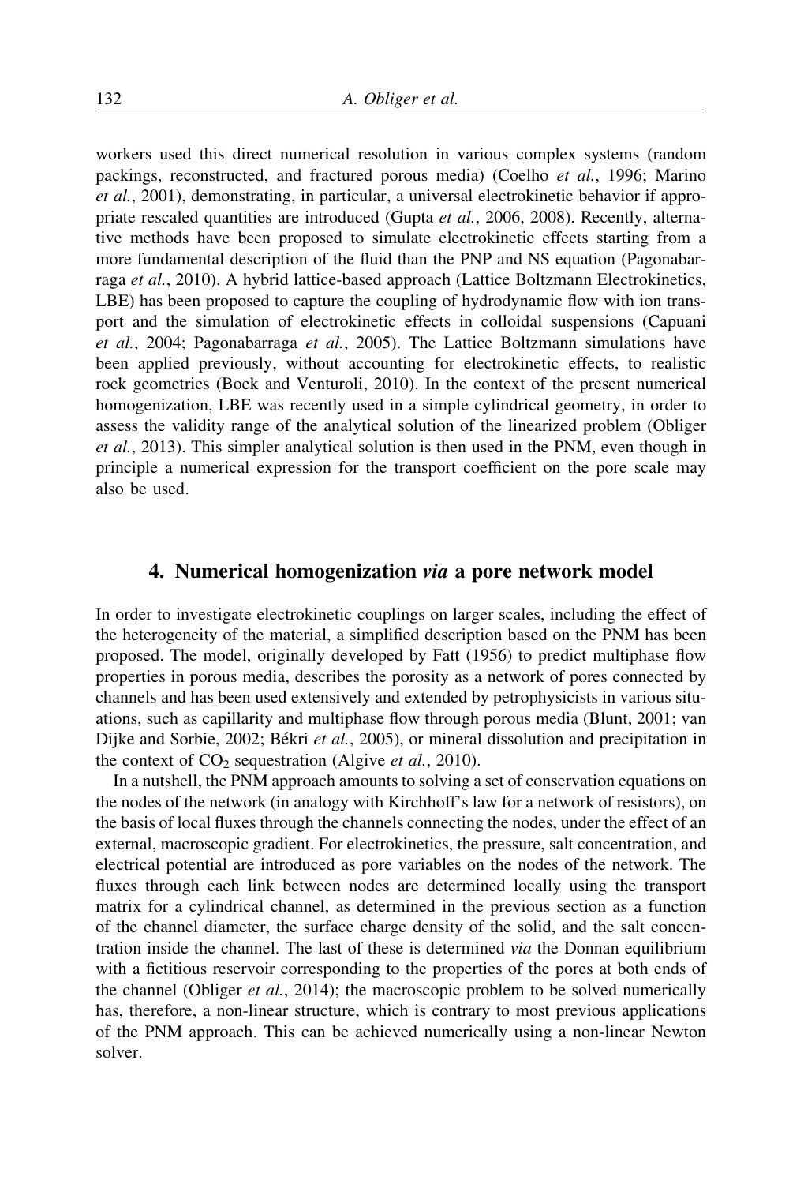workers used this direct numerical resolution in various complex systems (random packings, reconstructed, and fractured porous media) (Coelho *et al.*, 1996; Marino *et al.*, 2001), demonstrating, in particular, a universal electrokinetic behavior if appropriate rescaled quantities are introduced (Gupta *et al.*, 2006, 2008). Recently, alternative methods have been proposed to simulate electrokinetic effects starting from a more fundamental description of the fluid than the PNP and NS equation (Pagonabarraga *et al.*, 2010). A hybrid lattice-based approach (Lattice Boltzmann Electrokinetics, LBE) has been proposed to capture the coupling of hydrodynamic flow with ion transport and the simulation of electrokinetic effects in colloidal suspensions (Capuani *et al.*, 2004; Pagonabarraga *et al.*, 2005). The Lattice Boltzmann simulations have been applied previously, without accounting for electrokinetic effects, to realistic rock geometries (Boek and Venturoli, 2010). In the context of the present numerical homogenization, LBE was recently used in a simple cylindrical geometry, in order to assess the validity range of the analytical solution of the linearized problem (Obliger *et al.*, 2013). This simpler analytical solution is then used in the PNM, even though in principle a numerical expression for the transport coefficient on the pore scale may also be used.

## 4. Numerical homogenization *via* a pore network model

In order to investigate electrokinetic couplings on larger scales, including the effect of the heterogeneity of the material, a simplified description based on the PNM has been proposed. The model, originally developed by Fatt (1956) to predict multiphase flow properties in porous media, describes the porosity as a network of pores connected by channels and has been used extensively and extended by petrophysicists in various situations, such as capillarity and multiphase flow through porous media (Blunt, 2001; van Dijke and Sorbie, 2002; Békri *et al.*, 2005), or mineral dissolution and precipitation in the context of $CO_2$ sequestration (Algive *et al.*, 2010).

In a nutshell, the PNM approach amounts to solving a set of conservation equations on the nodes of the network (in analogy with Kirchhoff's law for a network of resistors), on the basis of local fluxes through the channels connecting the nodes, under the effect of an external, macroscopic gradient. For electrokinetics, the pressure, salt concentration, and electrical potential are introduced as pore variables on the nodes of the network. The fluxes through each link between nodes are determined locally using the transport matrix for a cylindrical channel, as determined in the previous section as a function of the channel diameter, the surface charge density of the solid, and the salt concentration inside the channel. The last of these is determined *via* the Donnan equilibrium with a fictitious reservoir corresponding to the properties of the pores at both ends of the channel (Obliger *et al.*, 2014); the macroscopic problem to be solved numerically has, therefore, a non-linear structure, which is contrary to most previous applications of the PNM approach. This can be achieved numerically using a non-linear Newton solver.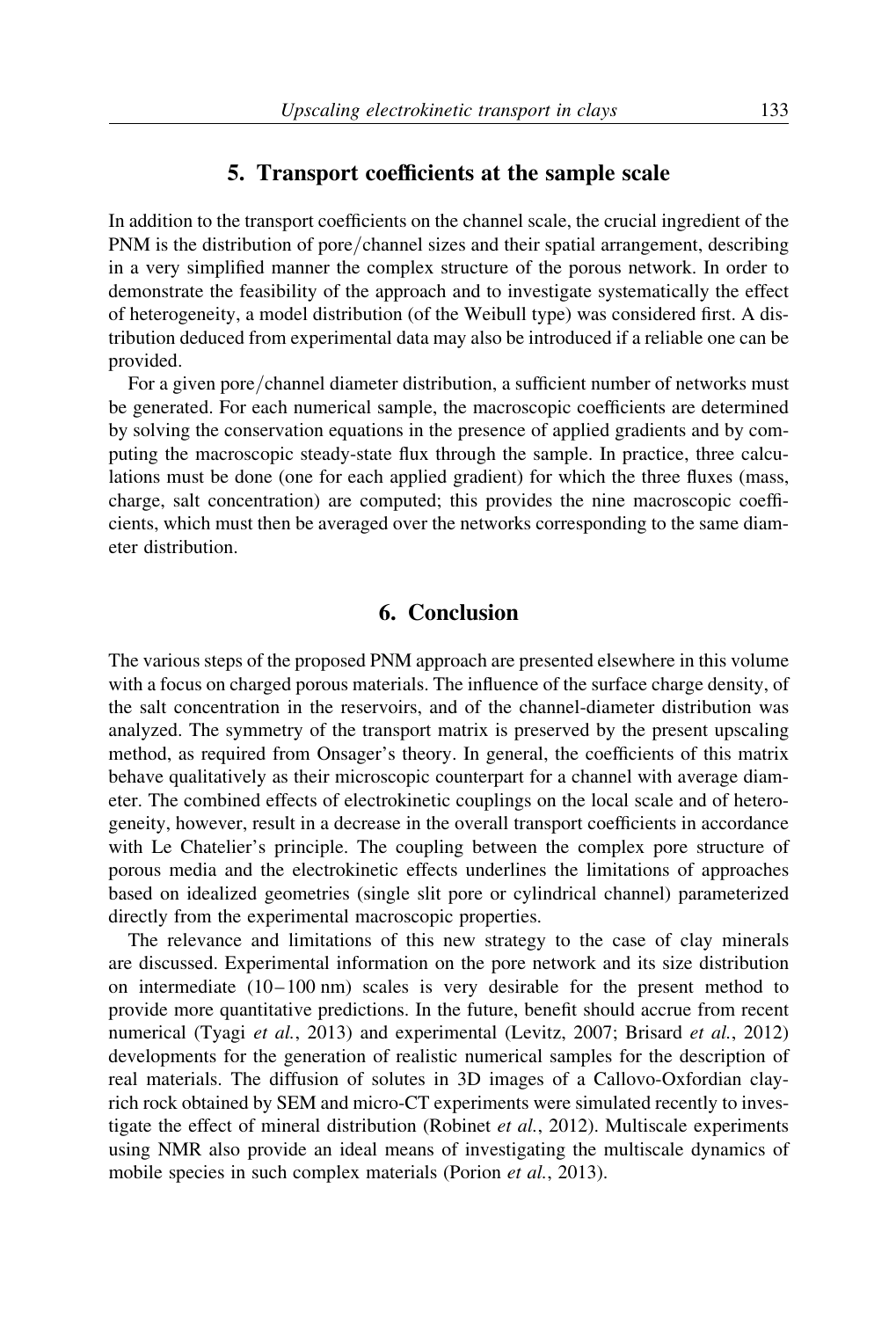## 5. Transport coefficients at the sample scale

In addition to the transport coefficients on the channel scale, the crucial ingredient of the PNM is the distribution of pore/channel sizes and their spatial arrangement, describing in a very simplified manner the complex structure of the porous network. In order to demonstrate the feasibility of the approach and to investigate systematically the effect of heterogeneity, a model distribution (of the Weibull type) was considered first. A distribution deduced from experimental data may also be introduced if a reliable one can be provided.

For a given pore/channel diameter distribution, a sufficient number of networks must be generated. For each numerical sample, the macroscopic coefficients are determined by solving the conservation equations in the presence of applied gradients and by computing the macroscopic steady-state flux through the sample. In practice, three calculations must be done (one for each applied gradient) for which the three fluxes (mass, charge, salt concentration) are computed; this provides the nine macroscopic coefficients, which must then be averaged over the networks corresponding to the same diameter distribution.

## 6. Conclusion

The various steps of the proposed PNM approach are presented elsewhere in this volume with a focus on charged porous materials. The influence of the surface charge density, of the salt concentration in the reservoirs, and of the channel-diameter distribution was analyzed. The symmetry of the transport matrix is preserved by the present upscaling method, as required from Onsager's theory. In general, the coefficients of this matrix behave qualitatively as their microscopic counterpart for a channel with average diameter. The combined effects of electrokinetic couplings on the local scale and of heterogeneity, however, result in a decrease in the overall transport coefficients in accordance with Le Chatelier's principle. The coupling between the complex pore structure of porous media and the electrokinetic effects underlines the limitations of approaches based on idealized geometries (single slit pore or cylindrical channel) parameterized directly from the experimental macroscopic properties.

The relevance and limitations of this new strategy to the case of clay minerals are discussed. Experimental information on the pore network and its size distribution on intermediate (10–100 nm) scales is very desirable for the present method to provide more quantitative predictions. In the future, benefit should accrue from recent numerical (Tyagi *et al.*, 2013) and experimental (Levitz, 2007; Brisard *et al.*, 2012) developments for the generation of realistic numerical samples for the description of real materials. The diffusion of solutes in 3D images of a Callovo-Oxfordian clay-rich rock obtained by SEM and micro-CT experiments were simulated recently to investigate the effect of mineral distribution (Robinet *et al.*, 2012). Multiscale experiments using NMR also provide an ideal means of investigating the multiscale dynamics of mobile species in such complex materials (Porion *et al.*, 2013).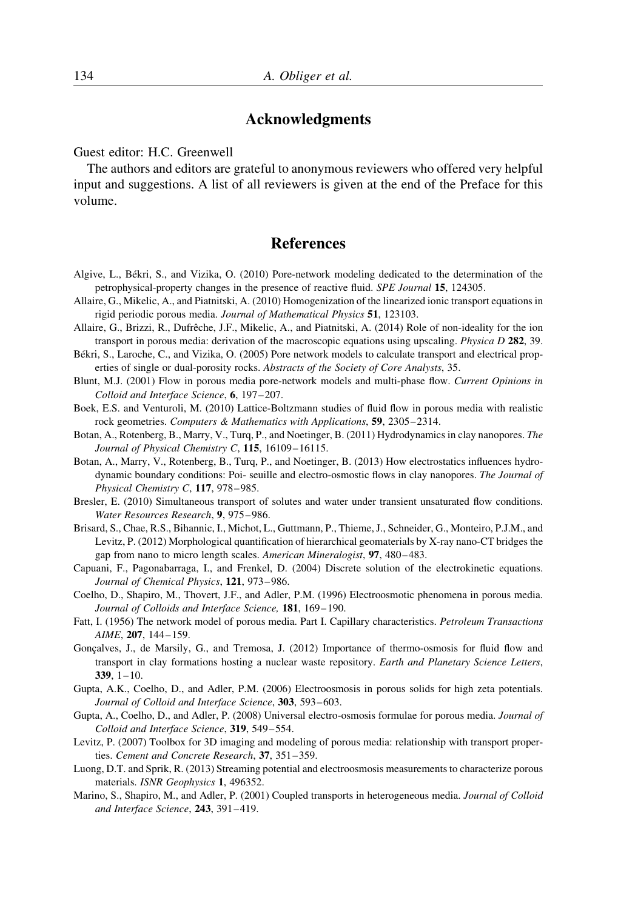## Acknowledgments

Guest editor: H.C. Greenwell

The authors and editors are grateful to anonymous reviewers who offered very helpful input and suggestions. A list of all reviewers is given at the end of the Preface for this volume.

## References

Algive, L., Békri, S., and Vizika, O. (2010) Pore-network modeling dedicated to the determination of the petrophysical-property changes in the presence of reactive fluid. *SPE Journal* **15**, 124305.

Allaire, G., Mikelic, A., and Piatnitski, A. (2010) Homogenization of the linearized ionic transport equations in rigid periodic porous media. *Journal of Mathematical Physics* **51**, 123103.

Allaire, G., Brizzi, R., Dufrêche, J.F., Mikelic, A., and Piatnitski, A. (2014) Role of non-ideality for the ion transport in porous media: derivation of the macroscopic equations using upscaling. *Physica D* **282**, 39.

Békri, S., Laroche, C., and Vizika, O. (2005) Pore network models to calculate transport and electrical properties of single or dual-porosity rocks. *Abstracts of the Society of Core Analysts*, 35.

Blunt, M.J. (2001) Flow in porous media pore-network models and multi-phase flow. *Current Opinions in Colloid and Interface Science*, **6**, 197–207.

Boek, E.S. and Venturoli, M. (2010) Lattice-Boltzmann studies of fluid flow in porous media with realistic rock geometries. *Computers & Mathematics with Applications*, **59**, 2305–2314.

Botan, A., Rotenberg, B., Marry, V., Turq, P., and Noetinger, B. (2011) Hydrodynamics in clay nanopores. *The Journal of Physical Chemistry C*, **115**, 16109–16115.

Botan, A., Marry, V., Rotenberg, B., Turq, P., and Noetinger, B. (2013) How electrostatics influences hydrodynamic boundary conditions: Poi- seuille and electro-osmostic flows in clay nanopores. *The Journal of Physical Chemistry C*, **117**, 978–985.

Bresler, E. (2010) Simultaneous transport of solutes and water under transient unsaturated flow conditions. *Water Resources Research*, **9**, 975–986.

Brisard, S., Chae, R.S., Bihannic, I., Michot, L., Guttmann, P., Thieme, J., Schneider, G., Monteiro, P.J.M., and Levitz, P. (2012) Morphological quantification of hierarchical geomaterials by X-ray nano-CT bridges the gap from nano to micro length scales. *American Mineralogist*, **97**, 480–483.

Capuani, F., Pagonabarraga, I., and Frenkel, D. (2004) Discrete solution of the electrokinetic equations. *Journal of Chemical Physics*, **121**, 973–986.

Coelho, D., Shapiro, M., Thovert, J.F., and Adler, P.M. (1996) Electroosmotic phenomena in porous media. *Journal of Colloids and Interface Science,* **181**, 169–190.

Fatt, I. (1956) The network model of porous media. Part I. Capillary characteristics. *Petroleum Transactions AIME*, **207**, 144–159.

Gonçalves, J., de Marsily, G., and Tremosa, J. (2012) Importance of thermo-osmosis for fluid flow and transport in clay formations hosting a nuclear waste repository. *Earth and Planetary Science Letters*, **339**, 1–10.

Gupta, A.K., Coelho, D., and Adler, P.M. (2006) Electroosmosis in porous solids for high zeta potentials. *Journal of Colloid and Interface Science*, **303**, 593–603.

Gupta, A., Coelho, D., and Adler, P. (2008) Universal electro-osmosis formulae for porous media. *Journal of Colloid and Interface Science*, **319**, 549–554.

Levitz, P. (2007) Toolbox for 3D imaging and modeling of porous media: relationship with transport properties. *Cement and Concrete Research*, **37**, 351–359.

Luong, D.T. and Sprik, R. (2013) Streaming potential and electroosmosis measurements to characterize porous materials. *ISNR Geophysics* **1**, 496352.

Marino, S., Shapiro, M., and Adler, P. (2001) Coupled transports in heterogeneous media. *Journal of Colloid and Interface Science*, **243**, 391–419.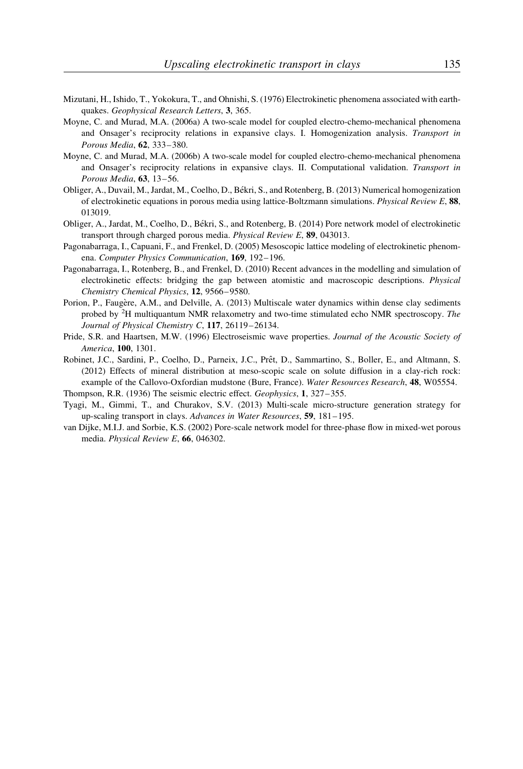Mizutani, H., Ishido, T., Yokokura, T., and Ohnishi, S. (1976) Electrokinetic phenomena associated with earthquakes. *Geophysical Research Letters*, **3**, 365.

Moyne, C. and Murad, M.A. (2006a) A two-scale model for coupled electro-chemo-mechanical phenomena and Onsager's reciprocity relations in expansive clays. I. Homogenization analysis. *Transport in Porous Media*, **62**, 333–380.

Moyne, C. and Murad, M.A. (2006b) A two-scale model for coupled electro-chemo-mechanical phenomena and Onsager's reciprocity relations in expansive clays. II. Computational validation. *Transport in Porous Media*, **63**, 13–56.

Obliger, A., Duvail, M., Jardat, M., Coelho, D., Békri, S., and Rotenberg, B. (2013) Numerical homogenization of electrokinetic equations in porous media using lattice-Boltzmann simulations. *Physical Review E*, **88**, 013019.

Obliger, A., Jardat, M., Coelho, D., Békri, S., and Rotenberg, B. (2014) Pore network model of electrokinetic transport through charged porous media. *Physical Review E*, **89**, 043013.

Pagonabarraga, I., Capuani, F., and Frenkel, D. (2005) Mesoscopic lattice modeling of electrokinetic phenomena. *Computer Physics Communication*, **169**, 192–196.

Pagonabarraga, I., Rotenberg, B., and Frenkel, D. (2010) Recent advances in the modelling and simulation of electrokinetic effects: bridging the gap between atomistic and macroscopic descriptions. *Physical Chemistry Chemical Physics*, **12**, 9566–9580.

Porion, P., Faugère, A.M., and Delville, A. (2013) Multiscale water dynamics within dense clay sediments probed by $^{2}$H multiquantum NMR relaxometry and two-time stimulated echo NMR spectroscopy. *The Journal of Physical Chemistry C*, **117**, 26119–26134.

Pride, S.R. and Haartsen, M.W. (1996) Electroseismic wave properties. *Journal of the Acoustic Society of America*, **100**, 1301.

Robinet, J.C., Sardini, P., Coelho, D., Parneix, J.C., Prêt, D., Sammartino, S., Boller, E., and Altmann, S. (2012) Effects of mineral distribution at meso-scopic scale on solute diffusion in a clay-rich rock: example of the Callovo-Oxfordian mudstone (Bure, France). *Water Resources Research*, **48**, W05554.

Thompson, R.R. (1936) The seismic electric effect. *Geophysics*, **1**, 327–355.

Tyagi, M., Gimmi, T., and Churakov, S.V. (2013) Multi-scale micro-structure generation strategy for up-scaling transport in clays. *Advances in Water Resources*, **59**, 181–195.

van Dijke, M.I.J. and Sorbie, K.S. (2002) Pore-scale network model for three-phase flow in mixed-wet porous media. *Physical Review E*, **66**, 046302.